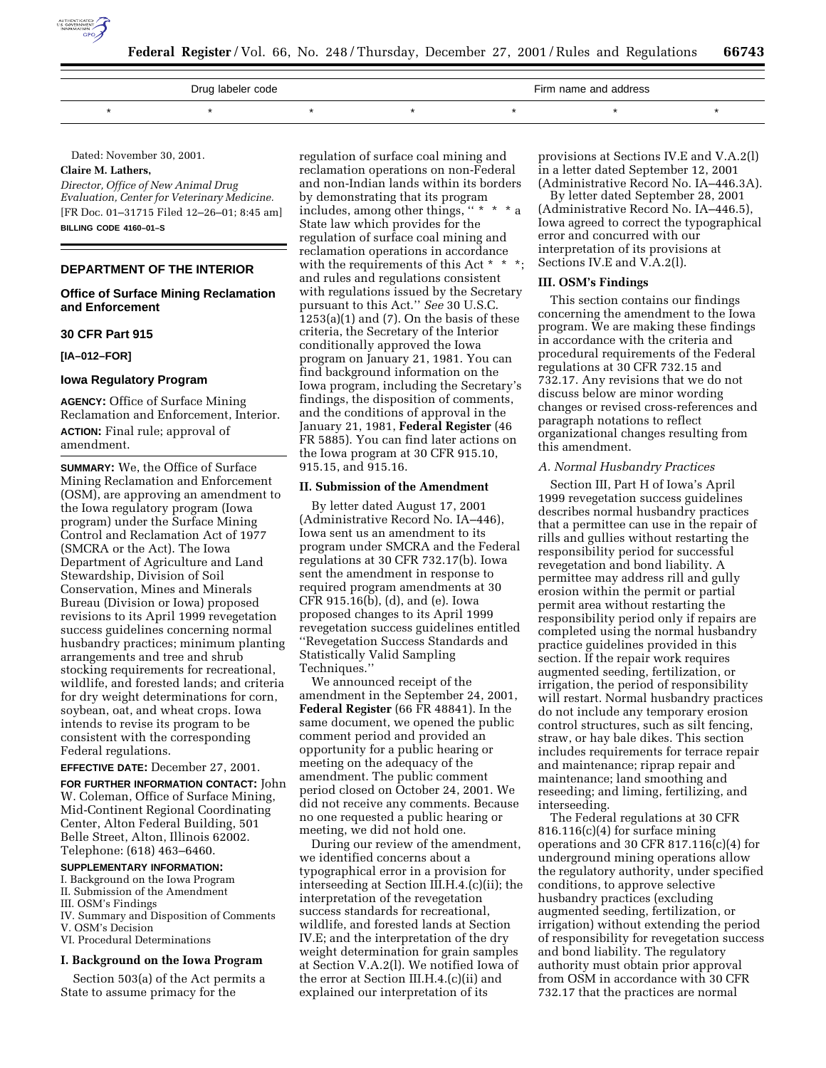| Drug labeler code | | | | Firm name and address | | |
|---|---|---|---|---|---|---|
| * | * | * | * | * | * | * |

Dated: November 30, 2001.

**Claire M. Lathers,**

*Director, Office of New Animal Drug Evaluation, Center for Veterinary Medicine.*

[FR Doc. 01–31715 Filed 12–26–01; 8:45 am]

**BILLING CODE 4160–01–S**

## DEPARTMENT OF THE INTERIOR

### Office of Surface Mining Reclamation and Enforcement

### 30 CFR Part 915

**[IA–012–FOR]**

### Iowa Regulatory Program

**AGENCY:** Office of Surface Mining Reclamation and Enforcement, Interior.

**ACTION:** Final rule; approval of amendment.

**SUMMARY:** We, the Office of Surface Mining Reclamation and Enforcement (OSM), are approving an amendment to the Iowa regulatory program (Iowa program) under the Surface Mining Control and Reclamation Act of 1977 (SMCRA or the Act). The Iowa Department of Agriculture and Land Stewardship, Division of Soil Conservation, Mines and Minerals Bureau (Division or Iowa) proposed revisions to its April 1999 revegetation success guidelines concerning normal husbandry practices; minimum planting arrangements and tree and shrub stocking requirements for recreational, wildlife, and forested lands; and criteria for dry weight determinations for corn, soybean, oat, and wheat crops. Iowa intends to revise its program to be consistent with the corresponding Federal regulations.

**EFFECTIVE DATE:** December 27, 2001.

**FOR FURTHER INFORMATION CONTACT:** John W. Coleman, Office of Surface Mining, Mid-Continent Regional Coordinating Center, Alton Federal Building, 501 Belle Street, Alton, Illinois 62002. Telephone: (618) 463–6460.

**SUPPLEMENTARY INFORMATION:**

I. Background on the Iowa Program
II. Submission of the Amendment
III. OSM's Findings
IV. Summary and Disposition of Comments
V. OSM's Decision
VI. Procedural Determinations

## I. Background on the Iowa Program

Section 503(a) of the Act permits a State to assume primacy for the regulation of surface coal mining and reclamation operations on non-Federal and non-Indian lands within its borders by demonstrating that its program includes, among other things, " * * * a State law which provides for the regulation of surface coal mining and reclamation operations in accordance with the requirements of this Act * * *; and rules and regulations consistent with regulations issued by the Secretary pursuant to this Act." *See* 30 U.S.C. 1253(a)(1) and (7). On the basis of these criteria, the Secretary of the Interior conditionally approved the Iowa program on January 21, 1981. You can find background information on the Iowa program, including the Secretary's findings, the disposition of comments, and the conditions of approval in the January 21, 1981, **Federal Register** (46 FR 5885). You can find later actions on the Iowa program at 30 CFR 915.10, 915.15, and 915.16.

## II. Submission of the Amendment

By letter dated August 17, 2001 (Administrative Record No. IA–446), Iowa sent us an amendment to its program under SMCRA and the Federal regulations at 30 CFR 732.17(b). Iowa sent the amendment in response to required program amendments at 30 CFR 915.16(b), (d), and (e). Iowa proposed changes to its April 1999 revegetation success guidelines entitled "Revegetation Success Standards and Statistically Valid Sampling Techniques."

We announced receipt of the amendment in the September 24, 2001, **Federal Register** (66 FR 48841). In the same document, we opened the public comment period and provided an opportunity for a public hearing or meeting on the adequacy of the amendment. The public comment period closed on October 24, 2001. We did not receive any comments. Because no one requested a public hearing or meeting, we did not hold one.

During our review of the amendment, we identified concerns about a typographical error in a provision for interseeding at Section III.H.4.(c)(ii); the interpretation of the revegetation success standards for recreational, wildlife, and forested lands at Section IV.E; and the interpretation of the dry weight determination for grain samples at Section V.A.2(l). We notified Iowa of the error at Section III.H.4.(c)(ii) and explained our interpretation of its provisions at Sections IV.E and V.A.2(l) in a letter dated September 12, 2001 (Administrative Record No. IA–446.3A).

By letter dated September 28, 2001 (Administrative Record No. IA–446.5), Iowa agreed to correct the typographical error and concurred with our interpretation of its provisions at Sections IV.E and V.A.2(l).

## III. OSM's Findings

This section contains our findings concerning the amendment to the Iowa program. We are making these findings in accordance with the criteria and procedural requirements of the Federal regulations at 30 CFR 732.15 and 732.17. Any revisions that we do not discuss below are minor wording changes or revised cross-references and paragraph notations to reflect organizational changes resulting from this amendment.

### *A. Normal Husbandry Practices*

Section III, Part H of Iowa's April 1999 revegetation success guidelines describes normal husbandry practices that a permittee can use in the repair of rills and gullies without restarting the responsibility period for successful revegetation and bond liability. A permittee may address rill and gully erosion within the permit or partial permit area without restarting the responsibility period only if repairs are completed using the normal husbandry practice guidelines provided in this section. If the repair work requires augmented seeding, fertilization, or irrigation, the period of responsibility will restart. Normal husbandry practices do not include any temporary erosion control structures, such as silt fencing, straw, or hay bale dikes. This section includes requirements for terrace repair and maintenance; riprap repair and maintenance; land smoothing and reseeding; and liming, fertilizing, and interseeding.

The Federal regulations at 30 CFR 816.116(c)(4) for surface mining operations and 30 CFR 817.116(c)(4) for underground mining operations allow the regulatory authority, under specified conditions, to approve selective husbandry practices (excluding augmented seeding, fertilization, or irrigation) without extending the period of responsibility for revegetation success and bond liability. The regulatory authority must obtain prior approval from OSM in accordance with 30 CFR 732.17 that the practices are normal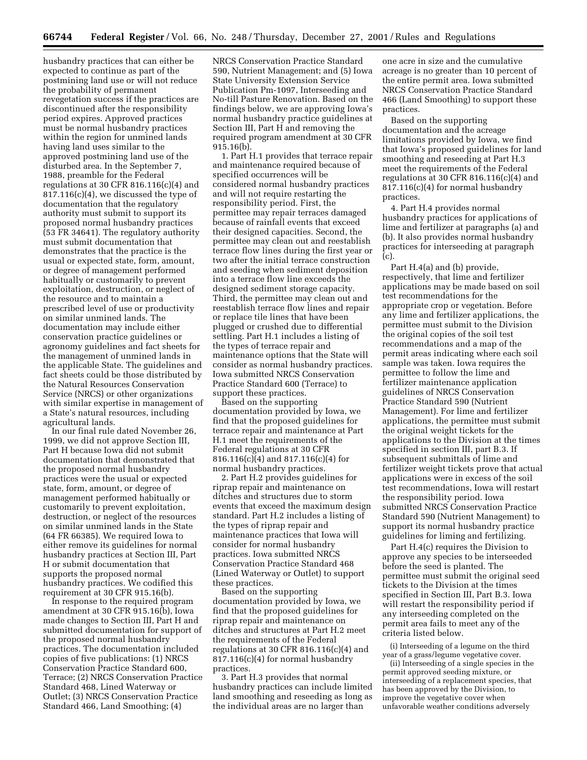husbandry practices that can either be expected to continue as part of the postmining land use or will not reduce the probability of permanent revegetation success if the practices are discontinued after the responsibility period expires. Approved practices must be normal husbandry practices within the region for unmined lands having land uses similar to the approved postmining land use of the disturbed area. In the September 7, 1988, preamble for the Federal regulations at 30 CFR 816.116(c)(4) and 817.116(c)(4), we discussed the type of documentation that the regulatory authority must submit to support its proposed normal husbandry practices (53 FR 34641). The regulatory authority must submit documentation that demonstrates that the practice is the usual or expected state, form, amount, or degree of management performed habitually or customarily to prevent exploitation, destruction, or neglect of the resource and to maintain a prescribed level of use or productivity on similar unmined lands. The documentation may include either conservation practice guidelines or agronomy guidelines and fact sheets for the management of unmined lands in the applicable State. The guidelines and fact sheets could be those distributed by the Natural Resources Conservation Service (NRCS) or other organizations with similar expertise in management of a State's natural resources, including agricultural lands.

In our final rule dated November 26, 1999, we did not approve Section III, Part H because Iowa did not submit documentation that demonstrated that the proposed normal husbandry practices were the usual or expected state, form, amount, or degree of management performed habitually or customarily to prevent exploitation, destruction, or neglect of the resources on similar unmined lands in the State (64 FR 66385). We required Iowa to either remove its guidelines for normal husbandry practices at Section III, Part H or submit documentation that supports the proposed normal husbandry practices. We codified this requirement at 30 CFR 915.16(b).

In response to the required program amendment at 30 CFR 915.16(b), Iowa made changes to Section III, Part H and submitted documentation for support of the proposed normal husbandry practices. The documentation included copies of five publications: (1) NRCS Conservation Practice Standard 600, Terrace; (2) NRCS Conservation Practice Standard 468, Lined Waterway or Outlet; (3) NRCS Conservation Practice Standard 466, Land Smoothing; (4) NRCS Conservation Practice Standard 590, Nutrient Management; and (5) Iowa State University Extension Service Publication Pm-1097, Interseeding and No-till Pasture Renovation. Based on the findings below, we are approving Iowa's normal husbandry practice guidelines at Section III, Part H and removing the required program amendment at 30 CFR 915.16(b).

1. Part H.1 provides that terrace repair and maintenance required because of specified occurrences will be considered normal husbandry practices and will not require restarting the responsibility period. First, the permittee may repair terraces damaged because of rainfall events that exceed their designed capacities. Second, the permittee may clean out and reestablish terrace flow lines during the first year or two after the initial terrace construction and seeding when sediment deposition into a terrace flow line exceeds the designed sediment storage capacity. Third, the permittee may clean out and reestablish terrace flow lines and repair or replace tile lines that have been plugged or crushed due to differential settling. Part H.1 includes a listing of the types of terrace repair and maintenance options that the State will consider as normal husbandry practices. Iowa submitted NRCS Conservation Practice Standard 600 (Terrace) to support these practices.

Based on the supporting documentation provided by Iowa, we find that the proposed guidelines for terrace repair and maintenance at Part H.1 meet the requirements of the Federal regulations at 30 CFR 816.116(c)(4) and 817.116(c)(4) for normal husbandry practices.

2. Part H.2 provides guidelines for riprap repair and maintenance on ditches and structures due to storm events that exceed the maximum design standard. Part H.2 includes a listing of the types of riprap repair and maintenance practices that Iowa will consider for normal husbandry practices. Iowa submitted NRCS Conservation Practice Standard 468 (Lined Waterway or Outlet) to support these practices.

Based on the supporting documentation provided by Iowa, we find that the proposed guidelines for riprap repair and maintenance on ditches and structures at Part H.2 meet the requirements of the Federal regulations at 30 CFR 816.116(c)(4) and 817.116(c)(4) for normal husbandry practices.

3. Part H.3 provides that normal husbandry practices can include limited land smoothing and reseeding as long as the individual areas are no larger than one acre in size and the cumulative acreage is no greater than 10 percent of the entire permit area. Iowa submitted NRCS Conservation Practice Standard 466 (Land Smoothing) to support these practices.

Based on the supporting documentation and the acreage limitations provided by Iowa, we find that Iowa's proposed guidelines for land smoothing and reseeding at Part H.3 meet the requirements of the Federal regulations at 30 CFR 816.116(c)(4) and 817.116(c)(4) for normal husbandry practices.

4. Part H.4 provides normal husbandry practices for applications of lime and fertilizer at paragraphs (a) and (b). It also provides normal husbandry practices for interseeding at paragraph (c).

Part H.4(a) and (b) provide, respectively, that lime and fertilizer applications may be made based on soil test recommendations for the appropriate crop or vegetation. Before any lime and fertilizer applications, the permittee must submit to the Division the original copies of the soil test recommendations and a map of the permit areas indicating where each soil sample was taken. Iowa requires the permittee to follow the lime and fertilizer maintenance application guidelines of NRCS Conservation Practice Standard 590 (Nutrient Management). For lime and fertilizer applications, the permittee must submit the original weight tickets for the applications to the Division at the times specified in section III, part B.3. If subsequent submittals of lime and fertilizer weight tickets prove that actual applications were in excess of the soil test recommendations, Iowa will restart the responsibility period. Iowa submitted NRCS Conservation Practice Standard 590 (Nutrient Husbandry Management) to support its normal husbandry practice guidelines for liming and fertilizing.

Part H.4(c) requires the Division to approve any species to be interseeded before the seed is planted. The permittee must submit the original seed tickets to the Division at the times specified in Section III, Part B.3. Iowa will restart the responsibility period if any interseeding completed on the permit area fails to meet any of the criteria listed below.

(i) Interseeding of a legume on the third year of a grass/legume vegetative cover.

(ii) Interseeding of a single species in the permit approved seeding mixture, or interseeding of a replacement species, that has been approved by the Division, to improve the vegetative cover when unfavorable weather conditions adversely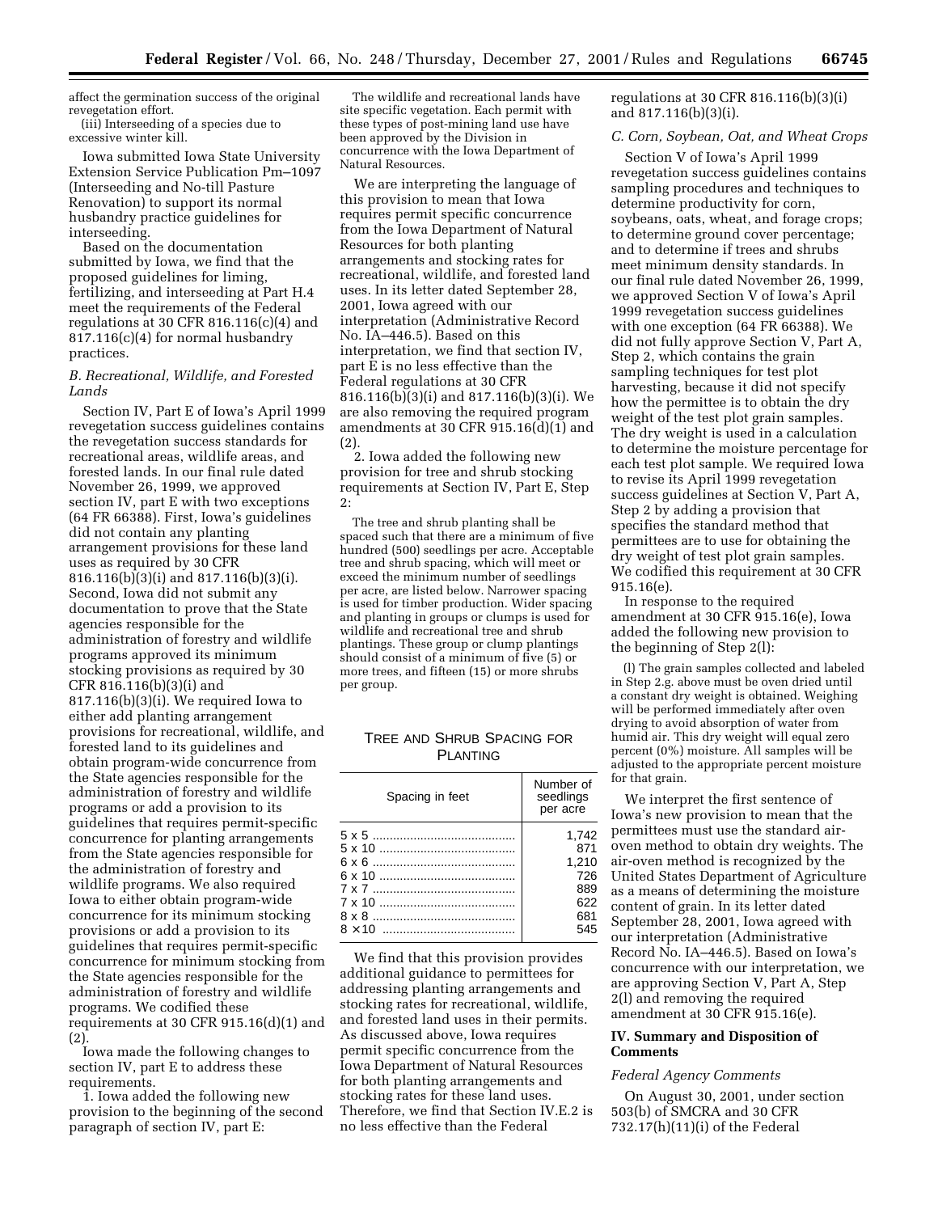affect the germination success of the original revegetation effort.

(iii) Interseeding of a species due to excessive winter kill.

Iowa submitted Iowa State University Extension Service Publication Pm–1097 (Interseeding and No-till Pasture Renovation) to support its normal husbandry practice guidelines for interseeding.

Based on the documentation submitted by Iowa, we find that the proposed guidelines for liming, fertilizing, and interseeding at Part H.4 meet the requirements of the Federal regulations at 30 CFR 816.116(c)(4) and 817.116(c)(4) for normal husbandry practices.

### *B. Recreational, Wildlife, and Forested Lands*

Section IV, Part E of Iowa's April 1999 revegetation success guidelines contains the revegetation success standards for recreational areas, wildlife areas, and forested lands. In our final rule dated November 26, 1999, we approved section IV, part E with two exceptions (64 FR 66388). First, Iowa's guidelines did not contain any planting arrangement provisions for these land uses as required by 30 CFR 816.116(b)(3)(i) and 817.116(b)(3)(i). Second, Iowa did not submit any documentation to prove that the State agencies responsible for the administration of forestry and wildlife programs approved its minimum stocking provisions as required by 30 CFR 816.116(b)(3)(i) and 817.116(b)(3)(i). We required Iowa to either add planting arrangement provisions for recreational, wildlife, and forested land to its guidelines and obtain program-wide concurrence from the State agencies responsible for the administration of forestry and wildlife programs or add a provision to its guidelines that requires permit-specific concurrence for planting arrangements from the State agencies responsible for the administration of forestry and wildlife programs. We also required Iowa to either obtain program-wide concurrence for its minimum stocking provisions or add a provision to its guidelines that requires permit-specific concurrence for minimum stocking from the State agencies responsible for the administration of forestry and wildlife programs. We codified these requirements at 30 CFR 915.16(d)(1) and (2).

Iowa made the following changes to section IV, part E to address these requirements.

1. Iowa added the following new provision to the beginning of the second paragraph of section IV, part E:

> The wildlife and recreational lands have site specific vegetation. Each permit with these types of post-mining land use have been approved by the Division in concurrence with the Iowa Department of Natural Resources.

We are interpreting the language of this provision to mean that Iowa requires permit specific concurrence from the Iowa Department of Natural Resources for both planting arrangements and stocking rates for recreational, wildlife, and forested land uses. In its letter dated September 28, 2001, Iowa agreed with our interpretation (Administrative Record No. IA–446.5). Based on this interpretation, we find that section IV, part E is no less effective than the Federal regulations at 30 CFR 816.116(b)(3)(i) and 817.116(b)(3)(i). We are also removing the required program amendments at 30 CFR 915.16(d)(1) and (2).

2. Iowa added the following new provision for tree and shrub stocking requirements at Section IV, Part E, Step 2:

> The tree and shrub planting shall be spaced such that there are a minimum of five hundred (500) seedlings per acre. Acceptable tree and shrub spacing, which will meet or exceed the minimum number of seedlings per acre, are listed below. Narrower spacing is used for timber production. Wider spacing and planting in groups or clumps is used for wildlife and recreational tree and shrub plantings. These group or clump plantings should consist of a minimum of five (5) or more trees, and fifteen (15) or more shrubs per group.

TREE AND SHRUB SPACING FOR PLANTING

| Spacing in feet | Number of seedlings per acre |
|---|---|
| 5 x 5 | 1,742 |
| 5 x 10 | 871 |
| 6 x 6 | 1,210 |
| 6 x 10 | 726 |
| 7 x 7 | 889 |
| 7 x 10 | 622 |
| 8 x 8 | 681 |
| 8 ×10 | 545 |

We find that this provision provides additional guidance to permittees for addressing planting arrangements and stocking rates for recreational, wildlife, and forested land uses in their permits. As discussed above, Iowa requires permit specific concurrence from the Iowa Department of Natural Resources for both planting arrangements and stocking rates for these land uses. Therefore, we find that Section IV.E.2 is no less effective than the Federal regulations at 30 CFR 816.116(b)(3)(i) and 817.116(b)(3)(i).

### *C. Corn, Soybean, Oat, and Wheat Crops*

Section V of Iowa's April 1999 revegetation success guidelines contains sampling procedures and techniques to determine productivity for corn, soybeans, oats, wheat, and forage crops; to determine ground cover percentage; and to determine if trees and shrubs meet minimum density standards. In our final rule dated November 26, 1999, we approved Section V of Iowa's April 1999 revegetation success guidelines with one exception (64 FR 66388). We did not fully approve Section V, Part A, Step 2, which contains the grain sampling techniques for test plot harvesting, because it did not specify how the permittee is to obtain the dry weight of the test plot grain samples. The dry weight is used in a calculation to determine the moisture percentage for each test plot sample. We required Iowa to revise its April 1999 revegetation success guidelines at Section V, Part A, Step 2 by adding a provision that specifies the standard method that permittees are to use for obtaining the dry weight of test plot grain samples. We codified this requirement at 30 CFR 915.16(e).

In response to the required amendment at 30 CFR 915.16(e), Iowa added the following new provision to the beginning of Step 2(l):

> (l) The grain samples collected and labeled in Step 2.g. above must be oven dried until a constant dry weight is obtained. Weighing will be performed immediately after oven drying to avoid absorption of water from humid air. This dry weight will equal zero percent (0%) moisture. All samples will be adjusted to the appropriate percent moisture for that grain.

We interpret the first sentence of Iowa's new provision to mean that the permittees must use the standard air-oven method to obtain dry weights. The air-oven method is recognized by the United States Department of Agriculture as a means of determining the moisture content of grain. In its letter dated September 28, 2001, Iowa agreed with our interpretation (Administrative Record No. IA–446.5). Based on Iowa's concurrence with our interpretation, we are approving Section V, Part A, Step 2(l) and removing the required amendment at 30 CFR 915.16(e).

## IV. Summary and Disposition of Comments

### *Federal Agency Comments*

On August 30, 2001, under section 503(b) of SMCRA and 30 CFR 732.17(h)(11)(i) of the Federal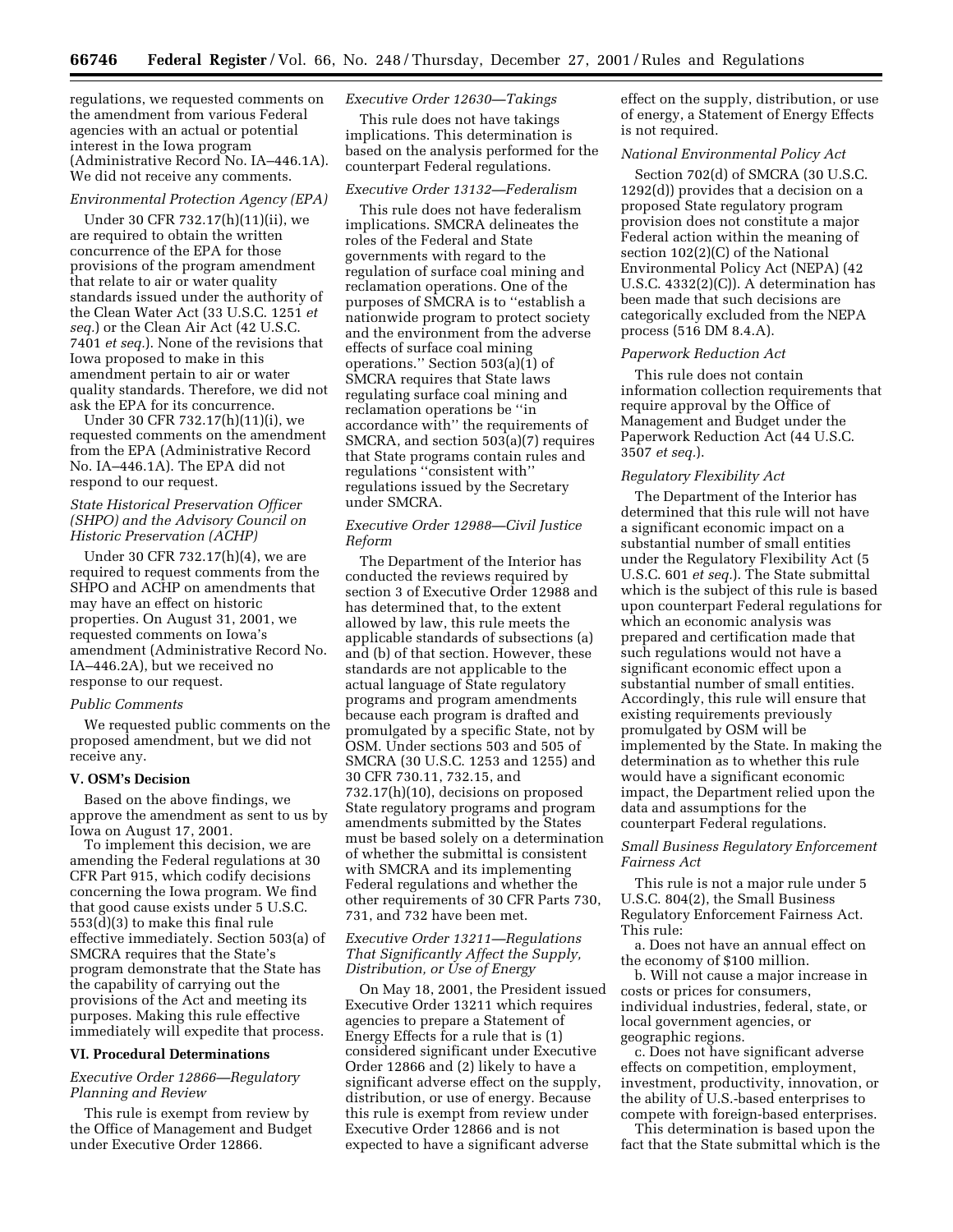regulations, we requested comments on the amendment from various Federal agencies with an actual or potential interest in the Iowa program (Administrative Record No. IA–446.1A). We did not receive any comments.

*Environmental Protection Agency (EPA)*

Under 30 CFR 732.17(h)(11)(ii), we are required to obtain the written concurrence of the EPA for those provisions of the program amendment that relate to air or water quality standards issued under the authority of the Clean Water Act (33 U.S.C. 1251 *et seq.*) or the Clean Air Act (42 U.S.C. 7401 *et seq.*). None of the revisions that Iowa proposed to make in this amendment pertain to air or water quality standards. Therefore, we did not ask the EPA for its concurrence.

Under 30 CFR 732.17(h)(11)(i), we requested comments on the amendment from the EPA (Administrative Record No. IA–446.1A). The EPA did not respond to our request.

*State Historical Preservation Officer (SHPO) and the Advisory Council on Historic Preservation (ACHP)*

Under 30 CFR 732.17(h)(4), we are required to request comments from the SHPO and ACHP on amendments that may have an effect on historic properties. On August 31, 2001, we requested comments on Iowa's amendment (Administrative Record No. IA–446.2A), but we received no response to our request.

*Public Comments*

We requested public comments on the proposed amendment, but we did not receive any.

## V. OSM's Decision

Based on the above findings, we approve the amendment as sent to us by Iowa on August 17, 2001.

To implement this decision, we are amending the Federal regulations at 30 CFR Part 915, which codify decisions concerning the Iowa program. We find that good cause exists under 5 U.S.C. 553(d)(3) to make this final rule effective immediately. Section 503(a) of SMCRA requires that the State's program demonstrate that the State has the capability of carrying out the provisions of the Act and meeting its purposes. Making this rule effective immediately will expedite that process.

## VI. Procedural Determinations

*Executive Order 12866—Regulatory Planning and Review*

This rule is exempt from review by the Office of Management and Budget under Executive Order 12866.

*Executive Order 12630—Takings*

This rule does not have takings implications. This determination is based on the analysis performed for the counterpart Federal regulations.

*Executive Order 13132—Federalism*

This rule does not have federalism implications. SMCRA delineates the roles of the Federal and State governments with regard to the regulation of surface coal mining and reclamation operations. One of the purposes of SMCRA is to "establish a nationwide program to protect society and the environment from the adverse effects of surface coal mining operations." Section 503(a)(1) of SMCRA requires that State laws regulating surface coal mining and reclamation operations be "in accordance with" the requirements of SMCRA, and section 503(a)(7) requires that State programs contain rules and regulations "consistent with" regulations issued by the Secretary under SMCRA.

*Executive Order 12988—Civil Justice Reform*

The Department of the Interior has conducted the reviews required by section 3 of Executive Order 12988 and has determined that, to the extent allowed by law, this rule meets the applicable standards of subsections (a) and (b) of that section. However, these standards are not applicable to the actual language of State regulatory programs and program amendments because each program is drafted and promulgated by a specific State, not by OSM. Under sections 503 and 505 of SMCRA (30 U.S.C. 1253 and 1255) and 30 CFR 730.11, 732.15, and 732.17(h)(10), decisions on proposed State regulatory programs and program amendments submitted by the States must be based solely on a determination of whether the submittal is consistent with SMCRA and its implementing Federal regulations and whether the other requirements of 30 CFR Parts 730, 731, and 732 have been met.

*Executive Order 13211—Regulations That Significantly Affect the Supply, Distribution, or Use of Energy*

On May 18, 2001, the President issued Executive Order 13211 which requires agencies to prepare a Statement of Energy Effects for a rule that is (1) considered significant under Executive Order 12866 and (2) likely to have a significant adverse effect on the supply, distribution, or use of energy. Because this rule is exempt from review under Executive Order 12866 and is not expected to have a significant adverse effect on the supply, distribution, or use of energy, a Statement of Energy Effects is not required.

*National Environmental Policy Act*

Section 702(d) of SMCRA (30 U.S.C. 1292(d)) provides that a decision on a proposed State regulatory program provision does not constitute a major Federal action within the meaning of section 102(2)(C) of the National Environmental Policy Act (NEPA) (42 U.S.C. 4332(2)(C)). A determination has been made that such decisions are categorically excluded from the NEPA process (516 DM 8.4.A).

*Paperwork Reduction Act*

This rule does not contain information collection requirements that require approval by the Office of Management and Budget under the Paperwork Reduction Act (44 U.S.C. 3507 *et seq.*).

*Regulatory Flexibility Act*

The Department of the Interior has determined that this rule will not have a significant economic impact on a substantial number of small entities under the Regulatory Flexibility Act (5 U.S.C. 601 *et seq.*). The State submittal which is the subject of this rule is based upon counterpart Federal regulations for which an economic analysis was prepared and certification made that such regulations would not have a significant economic effect upon a substantial number of small entities. Accordingly, this rule will ensure that existing requirements previously promulgated by OSM will be implemented by the State. In making the determination as to whether this rule would have a significant economic impact, the Department relied upon the data and assumptions for the counterpart Federal regulations.

*Small Business Regulatory Enforcement Fairness Act*

This rule is not a major rule under 5 U.S.C. 804(2), the Small Business Regulatory Enforcement Fairness Act. This rule:

a. Does not have an annual effect on the economy of $100 million.

b. Will not cause a major increase in costs or prices for consumers, individual industries, federal, state, or local government agencies, or geographic regions.

c. Does not have significant adverse effects on competition, employment, investment, productivity, innovation, or the ability of U.S.-based enterprises to compete with foreign-based enterprises.

This determination is based upon the fact that the State submittal which is the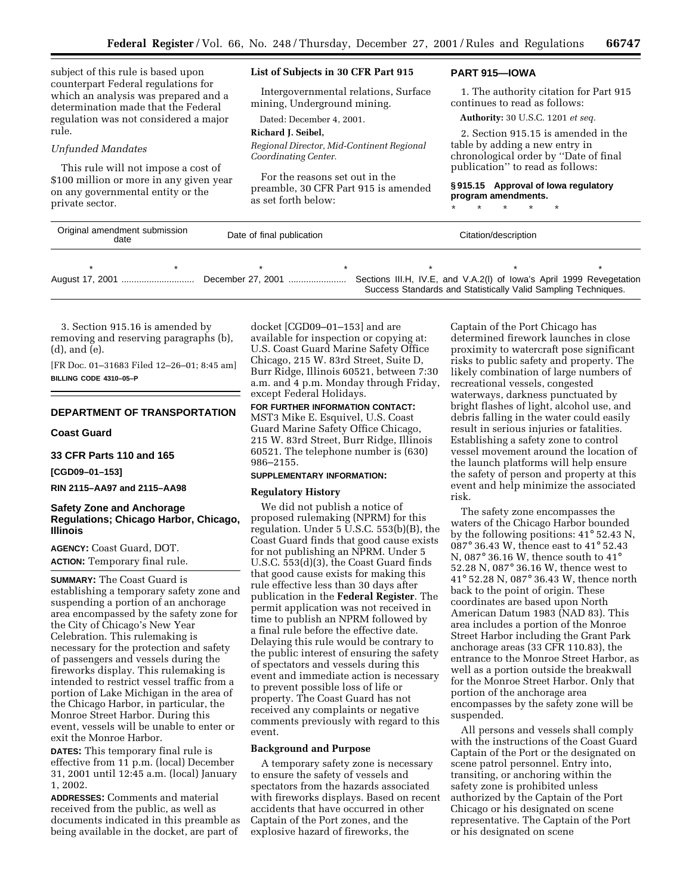subject of this rule is based upon counterpart Federal regulations for which an analysis was prepared and a determination made that the Federal regulation was not considered a major rule.

*Unfunded Mandates*

This rule will not impose a cost of $100 million or more in any given year on any governmental entity or the private sector.

**List of Subjects in 30 CFR Part 915**

Intergovernmental relations, Surface mining, Underground mining.

Dated: December 4, 2001.

**Richard J. Seibel,**

*Regional Director, Mid-Continent Regional Coordinating Center.*

For the reasons set out in the preamble, 30 CFR Part 915 is amended as set forth below:

## PART 915—IOWA

1. The authority citation for Part 915 continues to read as follows:

**Authority:** 30 U.S.C. 1201 *et seq.*

2. Section 915.15 is amended in the table by adding a new entry in chronological order by "Date of final publication" to read as follows:

**§ 915.15 Approval of Iowa regulatory program amendments.**

\* \* \* \* \*

| Original amendment submission date | Date of final publication | Citation/description |
|---|---|---|
| \* \* | \* \* | \* \* \* |
| August 17, 2001 ............................ | December 27, 2001 ...................... | Sections III.H, IV.E, and V.A.2(l) of Iowa's April 1999 Revegetation Success Standards and Statistically Valid Sampling Techniques. |

3. Section 915.16 is amended by removing and reserving paragraphs (b), (d), and (e).

[FR Doc. 01–31683 Filed 12–26–01; 8:45 am]

**BILLING CODE 4310–05–P**

## DEPARTMENT OF TRANSPORTATION

### Coast Guard

### 33 CFR Parts 110 and 165

**[CGD09–01–153]**

**RIN 2115–AA97 and 2115–AA98**

### Safety Zone and Anchorage Regulations; Chicago Harbor, Chicago, Illinois

**AGENCY:** Coast Guard, DOT.

**ACTION:** Temporary final rule.

**SUMMARY:** The Coast Guard is establishing a temporary safety zone and suspending a portion of an anchorage area encompassed by the safety zone for the City of Chicago's New Year Celebration. This rulemaking is necessary for the protection and safety of passengers and vessels during the fireworks display. This rulemaking is intended to restrict vessel traffic from a portion of Lake Michigan in the area of the Chicago Harbor, in particular, the Monroe Street Harbor. During this event, vessels will be unable to enter or exit the Monroe Harbor.

**DATES:** This temporary final rule is effective from 11 p.m. (local) December 31, 2001 until 12:45 a.m. (local) January 1, 2002.

**ADDRESSES:** Comments and material received from the public, as well as documents indicated in this preamble as being available in the docket, are part of docket [CGD09–01–153] and are available for inspection or copying at: U.S. Coast Guard Marine Safety Office Chicago, 215 W. 83rd Street, Suite D, Burr Ridge, Illinois 60521, between 7:30 a.m. and 4 p.m. Monday through Friday, except Federal Holidays.

**FOR FURTHER INFORMATION CONTACT:** MST3 Mike E. Esquivel, U.S. Coast Guard Marine Safety Office Chicago, 215 W. 83rd Street, Burr Ridge, Illinois 60521. The telephone number is (630) 986–2155.

**SUPPLEMENTARY INFORMATION:**

**Regulatory History**

We did not publish a notice of proposed rulemaking (NPRM) for this regulation. Under 5 U.S.C. 553(b)(B), the Coast Guard finds that good cause exists for not publishing an NPRM. Under 5 U.S.C. 553(d)(3), the Coast Guard finds that good cause exists for making this rule effective less than 30 days after publication in the **Federal Register**. The permit application was not received in time to publish an NPRM followed by a final rule before the effective date. Delaying this rule would be contrary to the public interest of ensuring the safety of spectators and vessels during this event and immediate action is necessary to prevent possible loss of life or property. The Coast Guard has not received any complaints or negative comments previously with regard to this event.

**Background and Purpose**

A temporary safety zone is necessary to ensure the safety of vessels and spectators from the hazards associated with fireworks displays. Based on recent accidents that have occurred in other Captain of the Port zones, and the explosive hazard of fireworks, the Captain of the Port Chicago has determined firework launches in close proximity to watercraft pose significant risks to public safety and property. The likely combination of large numbers of recreational vessels, congested waterways, darkness punctuated by bright flashes of light, alcohol use, and debris falling in the water could easily result in serious injuries or fatalities. Establishing a safety zone to control vessel movement around the location of the launch platforms will help ensure the safety of person and property at this event and help minimize the associated risk.

The safety zone encompasses the waters of the Chicago Harbor bounded by the following positions: 41° 52.43 N, 087° 36.43 W, thence east to 41° 52.43 N, 087° 36.16 W, thence south to 41° 52.28 N, 087° 36.16 W, thence west to 41° 52.28 N, 087° 36.43 W, thence north back to the point of origin. These coordinates are based upon North American Datum 1983 (NAD 83). This area includes a portion of the Monroe Street Harbor including the Grant Park anchorage areas (33 CFR 110.83), the entrance to the Monroe Street Harbor, as well as a portion outside the breakwall for the Monroe Street Harbor. Only that portion of the anchorage area encompasses by the safety zone will be suspended.

All persons and vessels shall comply with the instructions of the Coast Guard Captain of the Port or the designated on scene patrol personnel. Entry into, transiting, or anchoring within the safety zone is prohibited unless authorized by the Captain of the Port Chicago or his designated on scene representative. The Captain of the Port or his designated on scene